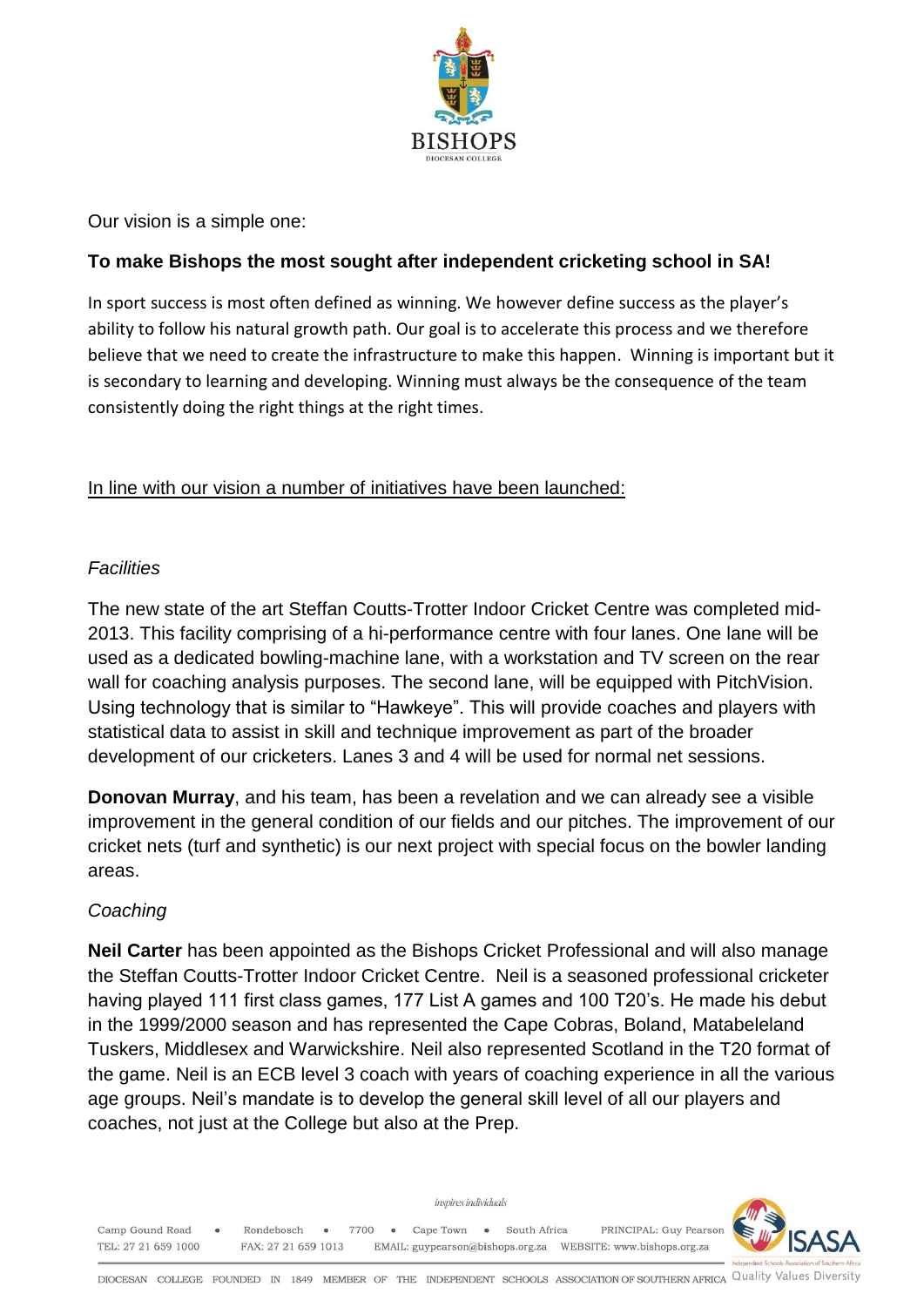Our vision is a simple one:

**To make Bishops the most sought after independent cricketing school in SA!**

In sport success is most often defined as winning. We however define success as the player's ability to follow his natural growth path. Our goal is to accelerate this process and we therefore believe that we need to create the infrastructure to make this happen. Winning is important but it is secondary to learning and developing. Winning must always be the consequence of the team consistently doing the right things at the right times.

<u>In line with our vision a number of initiatives have been launched:</u>

*Facilities*

The new state of the art Steffan Coutts-Trotter Indoor Cricket Centre was completed mid-2013. This facility comprising of a hi-performance centre with four lanes. One lane will be used as a dedicated bowling-machine lane, with a workstation and TV screen on the rear wall for coaching analysis purposes. The second lane, will be equipped with PitchVision. Using technology that is similar to "Hawkeye". This will provide coaches and players with statistical data to assist in skill and technique improvement as part of the broader development of our cricketers. Lanes 3 and 4 will be used for normal net sessions.

**Donovan Murray**, and his team, has been a revelation and we can already see a visible improvement in the general condition of our fields and our pitches. The improvement of our cricket nets (turf and synthetic) is our next project with special focus on the bowler landing areas.

*Coaching*

**Neil Carter** has been appointed as the Bishops Cricket Professional and will also manage the Steffan Coutts-Trotter Indoor Cricket Centre. Neil is a seasoned professional cricketer having played 111 first class games, 177 List A games and 100 T20's. He made his debut in the 1999/2000 season and has represented the Cape Cobras, Boland, Matabeleland Tuskers, Middlesex and Warwickshire. Neil also represented Scotland in the T20 format of the game. Neil is an ECB level 3 coach with years of coaching experience in all the various age groups. Neil's mandate is to develop the general skill level of all our players and coaches, not just at the College but also at the Prep.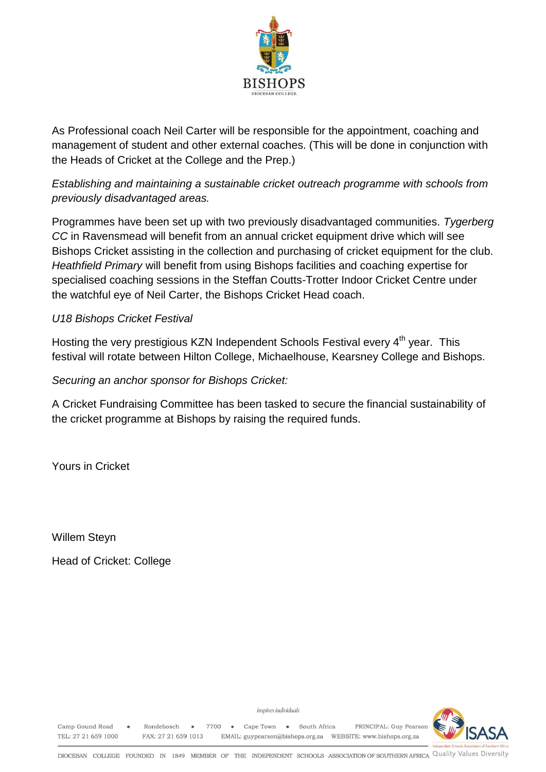As Professional coach Neil Carter will be responsible for the appointment, coaching and management of student and other external coaches. (This will be done in conjunction with the Heads of Cricket at the College and the Prep.)

*Establishing and maintaining a sustainable cricket outreach programme with schools from previously disadvantaged areas.*

Programmes have been set up with two previously disadvantaged communities. *Tygerberg CC* in Ravensmead will benefit from an annual cricket equipment drive which will see Bishops Cricket assisting in the collection and purchasing of cricket equipment for the club. *Heathfield Primary* will benefit from using Bishops facilities and coaching expertise for specialised coaching sessions in the Steffan Coutts-Trotter Indoor Cricket Centre under the watchful eye of Neil Carter, the Bishops Cricket Head coach.

*U18 Bishops Cricket Festival*

Hosting the very prestigious KZN Independent Schools Festival every 4th year. This festival will rotate between Hilton College, Michaelhouse, Kearsney College and Bishops.

*Securing an anchor sponsor for Bishops Cricket:*

A Cricket Fundraising Committee has been tasked to secure the financial sustainability of the cricket programme at Bishops by raising the required funds.

Yours in Cricket

Willem Steyn

Head of Cricket: College